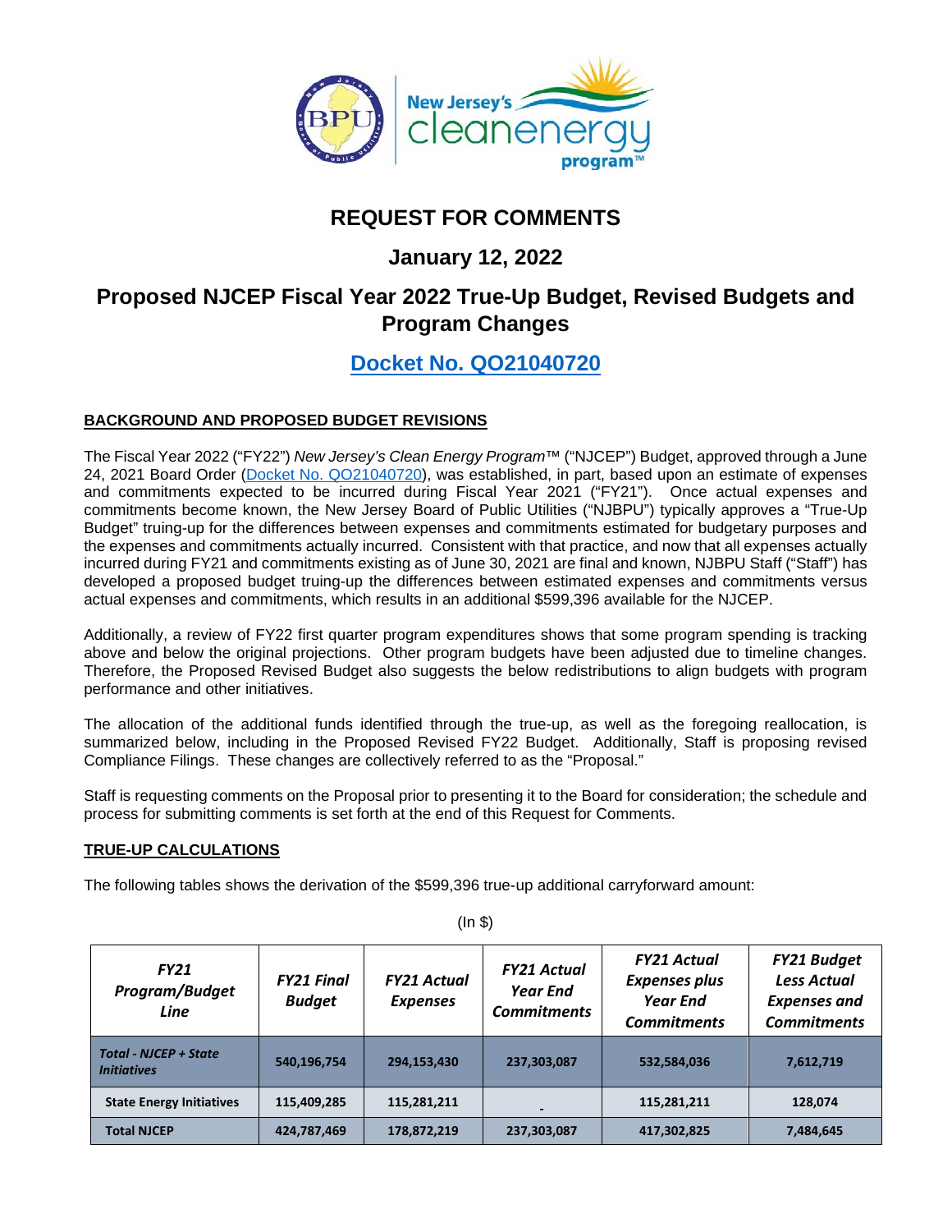# REQUEST FOR COMMENTS

## January 12, 2022

## Proposed NJCEP Fiscal Year 2022 True-Up Budget, Revised Budgets and Program Changes

## Docket No. QO21040720

### BACKGROUND AND PROPOSED BUDGET REVISIONS

The Fiscal Year 2022 ("FY22") *New Jersey's Clean Energy Program*™ ("NJCEP") Budget, approved through a June 24, 2021 Board Order (Docket No. QO21040720), was established, in part, based upon an estimate of expenses and commitments expected to be incurred during Fiscal Year 2021 ("FY21"). Once actual expenses and commitments become known, the New Jersey Board of Public Utilities ("NJBPU") typically approves a "True-Up Budget" truing-up for the differences between expenses and commitments estimated for budgetary purposes and the expenses and commitments actually incurred. Consistent with that practice, and now that all expenses actually incurred during FY21 and commitments existing as of June 30, 2021 are final and known, NJBPU Staff ("Staff") has developed a proposed budget truing-up the differences between estimated expenses and commitments versus actual expenses and commitments, which results in an additional $599,396 available for the NJCEP.

Additionally, a review of FY22 first quarter program expenditures shows that some program spending is tracking above and below the original projections. Other program budgets have been adjusted due to timeline changes. Therefore, the Proposed Revised Budget also suggests the below redistributions to align budgets with program performance and other initiatives.

The allocation of the additional funds identified through the true-up, as well as the foregoing reallocation, is summarized below, including in the Proposed Revised FY22 Budget. Additionally, Staff is proposing revised Compliance Filings. These changes are collectively referred to as the "Proposal."

Staff is requesting comments on the Proposal prior to presenting it to the Board for consideration; the schedule and process for submitting comments is set forth at the end of this Request for Comments.

### TRUE-UP CALCULATIONS

The following tables shows the derivation of the $599,396 true-up additional carryforward amount:

(In $)

| *FY21 Program/Budget Line* | *FY21 Final Budget* | *FY21 Actual Expenses* | *FY21 Actual Year End Commitments* | *FY21 Actual Expenses plus Year End Commitments* | *FY21 Budget Less Actual Expenses and Commitments* |
|---|---|---|---|---|---|
| ***Total - NJCEP + State Initiatives*** | 540,196,754 | 294,153,430 | 237,303,087 | 532,584,036 | 7,612,719 |
| **State Energy Initiatives** | 115,409,285 | 115,281,211 | - | 115,281,211 | 128,074 |
| **Total NJCEP** | 424,787,469 | 178,872,219 | 237,303,087 | 417,302,825 | 7,484,645 |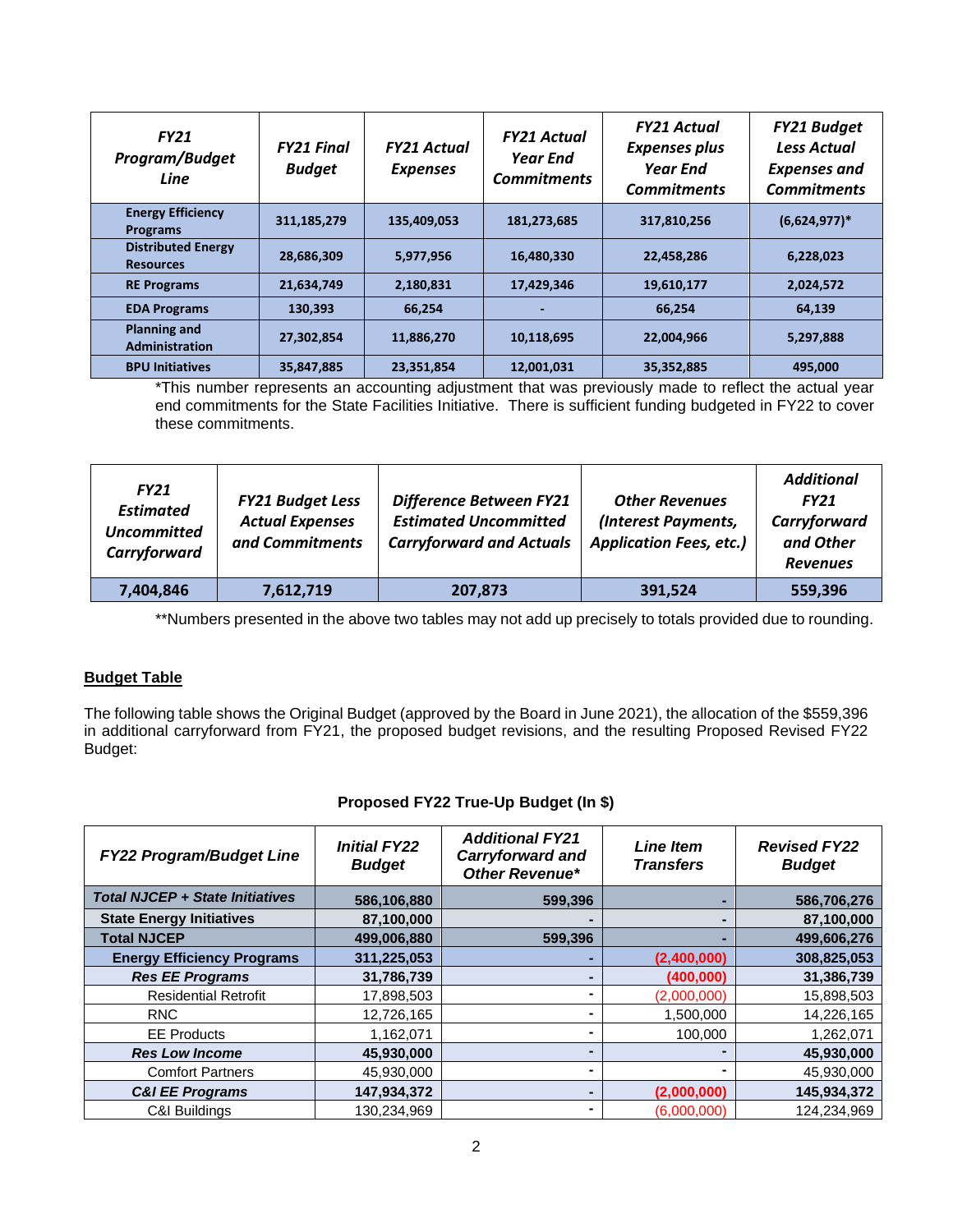| FY21 Program/Budget Line | FY21 Final Budget | FY21 Actual Expenses | FY21 Actual Year End Commitments | FY21 Actual Expenses plus Year End Commitments | FY21 Budget Less Actual Expenses and Commitments |
|---|---|---|---|---|---|
| Energy Efficiency Programs | 311,185,279 | 135,409,053 | 181,273,685 | 317,810,256 | (6,624,977)* |
| Distributed Energy Resources | 28,686,309 | 5,977,956 | 16,480,330 | 22,458,286 | 6,228,023 |
| RE Programs | 21,634,749 | 2,180,831 | 17,429,346 | 19,610,177 | 2,024,572 |
| EDA Programs | 130,393 | 66,254 | - | 66,254 | 64,139 |
| Planning and Administration | 27,302,854 | 11,886,270 | 10,118,695 | 22,004,966 | 5,297,888 |
| BPU Initiatives | 35,847,885 | 23,351,854 | 12,001,031 | 35,352,885 | 495,000 |

*This number represents an accounting adjustment that was previously made to reflect the actual year end commitments for the State Facilities Initiative. There is sufficient funding budgeted in FY22 to cover these commitments.

| FY21 Estimated Uncommitted Carryforward | FY21 Budget Less Actual Expenses and Commitments | Difference Between FY21 Estimated Uncommitted Carryforward and Actuals | Other Revenues (Interest Payments, Application Fees, etc.) | Additional FY21 Carryforward and Other Revenues |
|---|---|---|---|---|
| 7,404,846 | 7,612,719 | 207,873 | 391,524 | 559,396 |

**Numbers presented in the above two tables may not add up precisely to totals provided due to rounding.

## Budget Table

The following table shows the Original Budget (approved by the Board in June 2021), the allocation of the $559,396 in additional carryforward from FY21, the proposed budget revisions, and the resulting Proposed Revised FY22 Budget:

**Proposed FY22 True-Up Budget (In $)**

| FY22 Program/Budget Line | Initial FY22 Budget | Additional FY21 Carryforward and Other Revenue* | Line Item Transfers | Revised FY22 Budget |
|---|---|---|---|---|
| ***Total NJCEP + State Initiatives*** | **586,106,880** | **599,396** | **-** | **586,706,276** |
| **State Energy Initiatives** | **87,100,000** | **-** | **-** | **87,100,000** |
| **Total NJCEP** | **499,006,880** | **599,396** | **-** | **499,606,276** |
| **Energy Efficiency Programs** | **311,225,053** | **-** | **(2,400,000)** | **308,825,053** |
| ***Res EE Programs*** | **31,786,739** | **-** | **(400,000)** | **31,386,739** |
| Residential Retrofit | 17,898,503 | - | (2,000,000) | 15,898,503 |
| RNC | 12,726,165 | - | 1,500,000 | 14,226,165 |
| EE Products | 1,162,071 | - | 100,000 | 1,262,071 |
| ***Res Low Income*** | **45,930,000** | **-** | **-** | **45,930,000** |
| Comfort Partners | 45,930,000 | - | - | 45,930,000 |
| ***C&I EE Programs*** | **147,934,372** | **-** | **(2,000,000)** | **145,934,372** |
| C&I Buildings | 130,234,969 | - | (6,000,000) | 124,234,969 |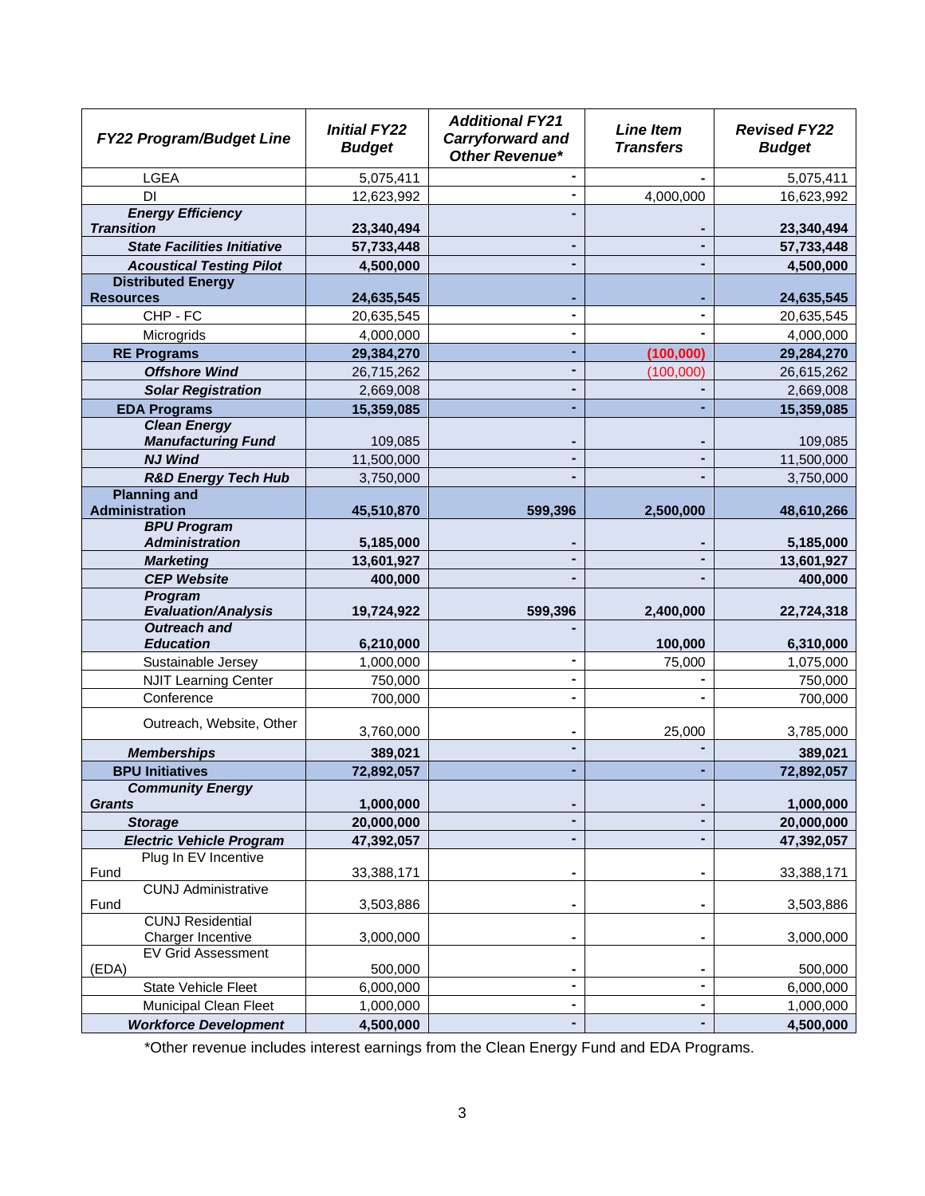| FY22 Program/Budget Line | Initial FY22 Budget | Additional FY21 Carryforward and Other Revenue* | Line Item Transfers | Revised FY22 Budget |
|---|---|---|---|---|
| LGEA | 5,075,411 | - | - | 5,075,411 |
| DI | 12,623,992 | - | 4,000,000 | 16,623,992 |
| ***Energy Efficiency Transition*** | **23,340,494** | - | - | **23,340,494** |
| ***State Facilities Initiative*** | **57,733,448** | - | - | **57,733,448** |
| ***Acoustical Testing Pilot*** | **4,500,000** | - | - | **4,500,000** |
| **Distributed Energy Resources** | **24,635,545** | - | - | **24,635,545** |
| CHP - FC | 20,635,545 | - | - | 20,635,545 |
| Microgrids | 4,000,000 | - | - | 4,000,000 |
| **RE Programs** | **29,384,270** | - | **(100,000)** | **29,284,270** |
| ***Offshore Wind*** | 26,715,262 | - | (100,000) | 26,615,262 |
| ***Solar Registration*** | 2,669,008 | - | - | 2,669,008 |
| **EDA Programs** | **15,359,085** | - | - | **15,359,085** |
| ***Clean Energy Manufacturing Fund*** | 109,085 | - | - | 109,085 |
| ***NJ Wind*** | 11,500,000 | - | - | 11,500,000 |
| ***R&D Energy Tech Hub*** | 3,750,000 | - | - | 3,750,000 |
| **Planning and Administration** | **45,510,870** | **599,396** | **2,500,000** | **48,610,266** |
| ***BPU Program Administration*** | **5,185,000** | - | - | **5,185,000** |
| ***Marketing*** | **13,601,927** | - | - | **13,601,927** |
| ***CEP Website*** | **400,000** | - | - | **400,000** |
| ***Program Evaluation/Analysis*** | **19,724,922** | **599,396** | **2,400,000** | **22,724,318** |
| ***Outreach and Education*** | **6,210,000** | - | **100,000** | **6,310,000** |
| Sustainable Jersey | 1,000,000 | - | 75,000 | 1,075,000 |
| NJIT Learning Center | 750,000 | - | - | 750,000 |
| Conference | 700,000 | - | - | 700,000 |
| Outreach, Website, Other | 3,760,000 | - | 25,000 | 3,785,000 |
| ***Memberships*** | **389,021** | - | - | **389,021** |
| **BPU Initiatives** | **72,892,057** | - | - | **72,892,057** |
| ***Community Energy Grants*** | **1,000,000** | - | - | **1,000,000** |
| ***Storage*** | **20,000,000** | - | - | **20,000,000** |
| ***Electric Vehicle Program*** | **47,392,057** | - | - | **47,392,057** |
| Plug In EV Incentive Fund | 33,388,171 | - | - | 33,388,171 |
| CUNJ Administrative Fund | 3,503,886 | - | - | 3,503,886 |
| CUNJ Residential Charger Incentive | 3,000,000 | - | - | 3,000,000 |
| EV Grid Assessment (EDA) | 500,000 | - | - | 500,000 |
| State Vehicle Fleet | 6,000,000 | - | - | 6,000,000 |
| Municipal Clean Fleet | 1,000,000 | - | - | 1,000,000 |
| ***Workforce Development*** | **4,500,000** | - | - | **4,500,000** |

*Other revenue includes interest earnings from the Clean Energy Fund and EDA Programs.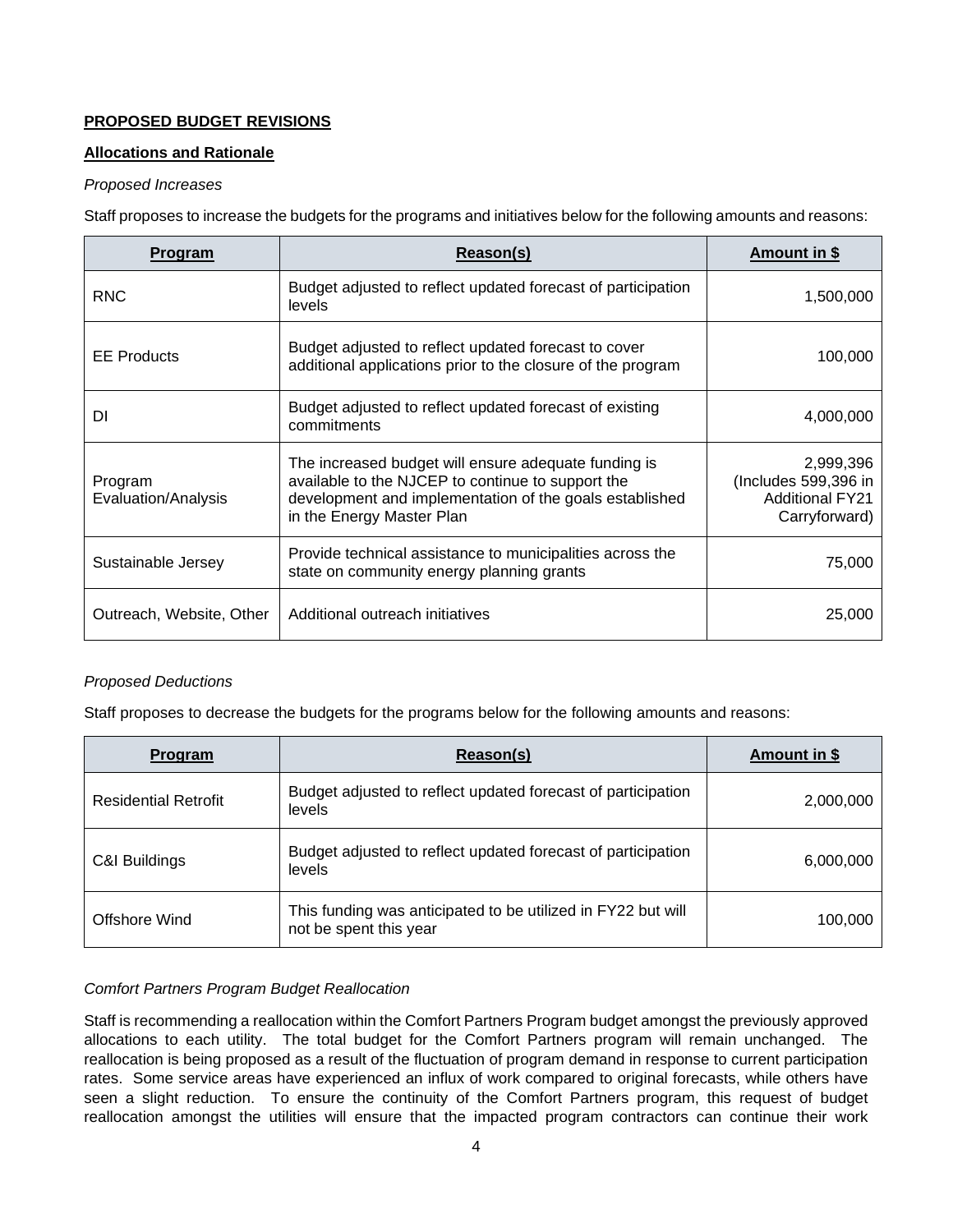**PROPOSED BUDGET REVISIONS**

**Allocations and Rationale**

*Proposed Increases*

Staff proposes to increase the budgets for the programs and initiatives below for the following amounts and reasons:

| Program | Reason(s) | Amount in $ |
|---|---|---|
| RNC | Budget adjusted to reflect updated forecast of participation levels | 1,500,000 |
| EE Products | Budget adjusted to reflect updated forecast to cover additional applications prior to the closure of the program | 100,000 |
| DI | Budget adjusted to reflect updated forecast of existing commitments | 4,000,000 |
| Program Evaluation/Analysis | The increased budget will ensure adequate funding is available to the NJCEP to continue to support the development and implementation of the goals established in the Energy Master Plan | 2,999,396 (Includes 599,396 in Additional FY21 Carryforward) |
| Sustainable Jersey | Provide technical assistance to municipalities across the state on community energy planning grants | 75,000 |
| Outreach, Website, Other | Additional outreach initiatives | 25,000 |

*Proposed Deductions*

Staff proposes to decrease the budgets for the programs below for the following amounts and reasons:

| Program | Reason(s) | Amount in $ |
|---|---|---|
| Residential Retrofit | Budget adjusted to reflect updated forecast of participation levels | 2,000,000 |
| C&I Buildings | Budget adjusted to reflect updated forecast of participation levels | 6,000,000 |
| Offshore Wind | This funding was anticipated to be utilized in FY22 but will not be spent this year | 100,000 |

*Comfort Partners Program Budget Reallocation*

Staff is recommending a reallocation within the Comfort Partners Program budget amongst the previously approved allocations to each utility. The total budget for the Comfort Partners program will remain unchanged. The reallocation is being proposed as a result of the fluctuation of program demand in response to current participation rates. Some service areas have experienced an influx of work compared to original forecasts, while others have seen a slight reduction. To ensure the continuity of the Comfort Partners program, this request of budget reallocation amongst the utilities will ensure that the impacted program contractors can continue their work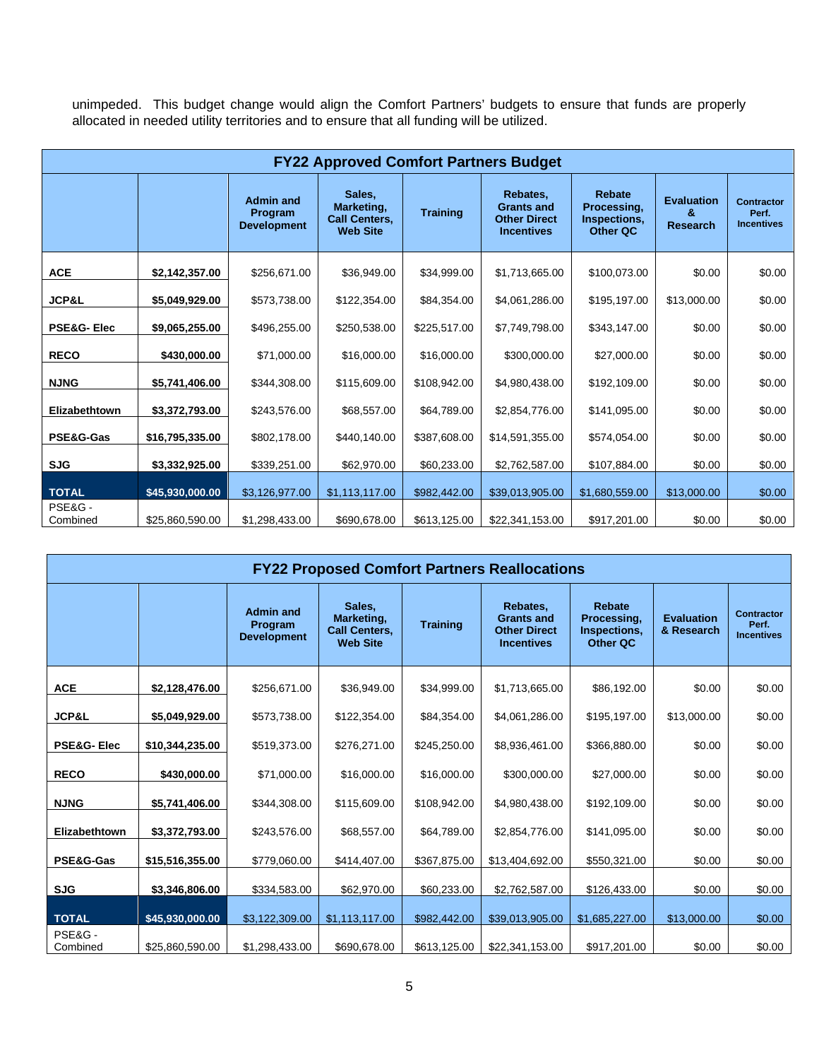unimpeded. This budget change would align the Comfort Partners' budgets to ensure that funds are properly allocated in needed utility territories and to ensure that all funding will be utilized.

| FY22 Approved Comfort Partners Budget | | | | | | | | |
|---|---|---|---|---|---|---|---|---|
| | | Admin and Program Development | Sales, Marketing, Call Centers, Web Site | Training | Rebates, Grants and Other Direct Incentives | Rebate Processing, Inspections, Other QC | Evaluation & Research | Contractor Perf. Incentives |
| **ACE** | **$2,142,357.00** | $256,671.00 | $36,949.00 | $34,999.00 | $1,713,665.00 | $100,073.00 | $0.00 | $0.00 |
| **JCP&L** | **$5,049,929.00** | $573,738.00 | $122,354.00 | $84,354.00 | $4,061,286.00 | $195,197.00 | $13,000.00 | $0.00 |
| **PSE&G- Elec** | **$9,065,255.00** | $496,255.00 | $250,538.00 | $225,517.00 | $7,749,798.00 | $343,147.00 | $0.00 | $0.00 |
| **RECO** | **$430,000.00** | $71,000.00 | $16,000.00 | $16,000.00 | $300,000.00 | $27,000.00 | $0.00 | $0.00 |
| **NJNG** | **$5,741,406.00** | $344,308.00 | $115,609.00 | $108,942.00 | $4,980,438.00 | $192,109.00 | $0.00 | $0.00 |
| **Elizabethtown** | **$3,372,793.00** | $243,576.00 | $68,557.00 | $64,789.00 | $2,854,776.00 | $141,095.00 | $0.00 | $0.00 |
| **PSE&G-Gas** | **$16,795,335.00** | $802,178.00 | $440,140.00 | $387,608.00 | $14,591,355.00 | $574,054.00 | $0.00 | $0.00 |
| **SJG** | **$3,332,925.00** | $339,251.00 | $62,970.00 | $60,233.00 | $2,762,587.00 | $107,884.00 | $0.00 | $0.00 |
| **TOTAL** | **$45,930,000.00** | $3,126,977.00 | $1,113,117.00 | $982,442.00 | $39,013,905.00 | $1,680,559.00 | $13,000.00 | $0.00 |
| PSE&G - Combined | $25,860,590.00 | $1,298,433.00 | $690,678.00 | $613,125.00 | $22,341,153.00 | $917,201.00 | $0.00 | $0.00 |

| FY22 Proposed Comfort Partners Reallocations | | | | | | | | |
|---|---|---|---|---|---|---|---|---|
| | | Admin and Program Development | Sales, Marketing, Call Centers, Web Site | Training | Rebates, Grants and Other Direct Incentives | Rebate Processing, Inspections, Other QC | Evaluation & Research | Contractor Perf. Incentives |
| **ACE** | **$2,128,476.00** | $256,671.00 | $36,949.00 | $34,999.00 | $1,713,665.00 | $86,192.00 | $0.00 | $0.00 |
| **JCP&L** | **$5,049,929.00** | $573,738.00 | $122,354.00 | $84,354.00 | $4,061,286.00 | $195,197.00 | $13,000.00 | $0.00 |
| **PSE&G- Elec** | **$10,344,235.00** | $519,373.00 | $276,271.00 | $245,250.00 | $8,936,461.00 | $366,880.00 | $0.00 | $0.00 |
| **RECO** | **$430,000.00** | $71,000.00 | $16,000.00 | $16,000.00 | $300,000.00 | $27,000.00 | $0.00 | $0.00 |
| **NJNG** | **$5,741,406.00** | $344,308.00 | $115,609.00 | $108,942.00 | $4,980,438.00 | $192,109.00 | $0.00 | $0.00 |
| **Elizabethtown** | **$3,372,793.00** | $243,576.00 | $68,557.00 | $64,789.00 | $2,854,776.00 | $141,095.00 | $0.00 | $0.00 |
| **PSE&G-Gas** | **$15,516,355.00** | $779,060.00 | $414,407.00 | $367,875.00 | $13,404,692.00 | $550,321.00 | $0.00 | $0.00 |
| **SJG** | **$3,346,806.00** | $334,583.00 | $62,970.00 | $60,233.00 | $2,762,587.00 | $126,433.00 | $0.00 | $0.00 |
| **TOTAL** | **$45,930,000.00** | $3,122,309.00 | $1,113,117.00 | $982,442.00 | $39,013,905.00 | $1,685,227.00 | $13,000.00 | $0.00 |
| PSE&G - Combined | $25,860,590.00 | $1,298,433.00 | $690,678.00 | $613,125.00 | $22,341,153.00 | $917,201.00 | $0.00 | $0.00 |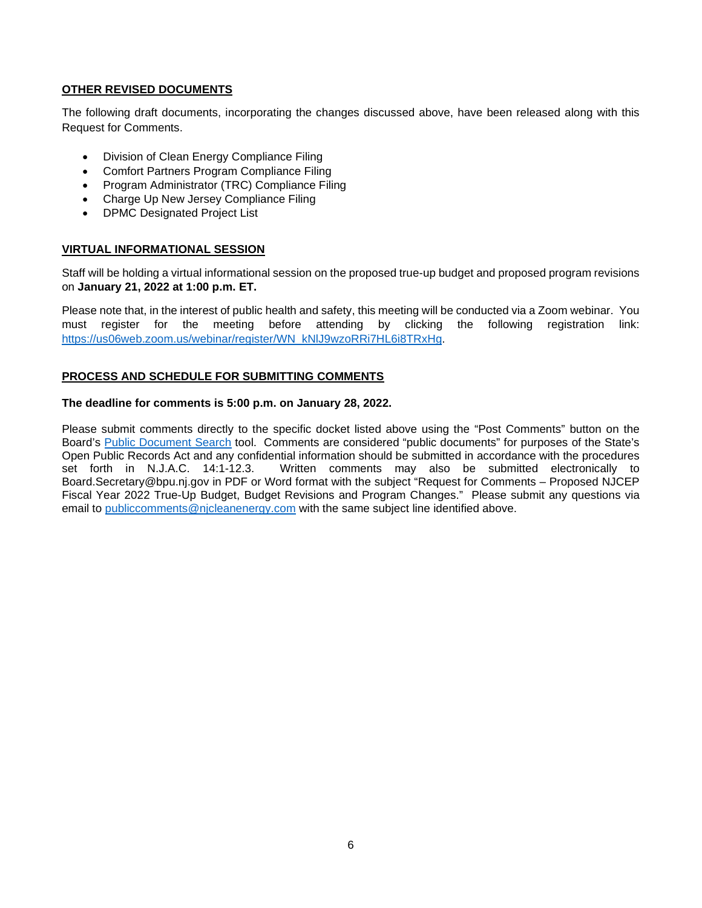**<u>OTHER REVISED DOCUMENTS</u>**

The following draft documents, incorporating the changes discussed above, have been released along with this Request for Comments.

- Division of Clean Energy Compliance Filing
- Comfort Partners Program Compliance Filing
- Program Administrator (TRC) Compliance Filing
- Charge Up New Jersey Compliance Filing
- DPMC Designated Project List

**<u>VIRTUAL INFORMATIONAL SESSION</u>**

Staff will be holding a virtual informational session on the proposed true-up budget and proposed program revisions on **January 21, 2022 at 1:00 p.m. ET.**

Please note that, in the interest of public health and safety, this meeting will be conducted via a Zoom webinar. You must register for the meeting before attending by clicking the following registration link: [https://us06web.zoom.us/webinar/register/WN_kNlJ9wzoRRi7HL6i8TRxHg](https://us06web.zoom.us/webinar/register/WN_kNlJ9wzoRRi7HL6i8TRxHg).

**<u>PROCESS AND SCHEDULE FOR SUBMITTING COMMENTS</u>**

**The deadline for comments is 5:00 p.m. on January 28, 2022.**

Please submit comments directly to the specific docket listed above using the "Post Comments" button on the Board's Public Document Search tool. Comments are considered "public documents" for purposes of the State's Open Public Records Act and any confidential information should be submitted in accordance with the procedures set forth in N.J.A.C. 14:1-12.3. Written comments may also be submitted electronically to Board.Secretary@bpu.nj.gov in PDF or Word format with the subject "Request for Comments – Proposed NJCEP Fiscal Year 2022 True-Up Budget, Budget Revisions and Program Changes." Please submit any questions via email to publiccomments@njcleanenergy.com with the same subject line identified above.